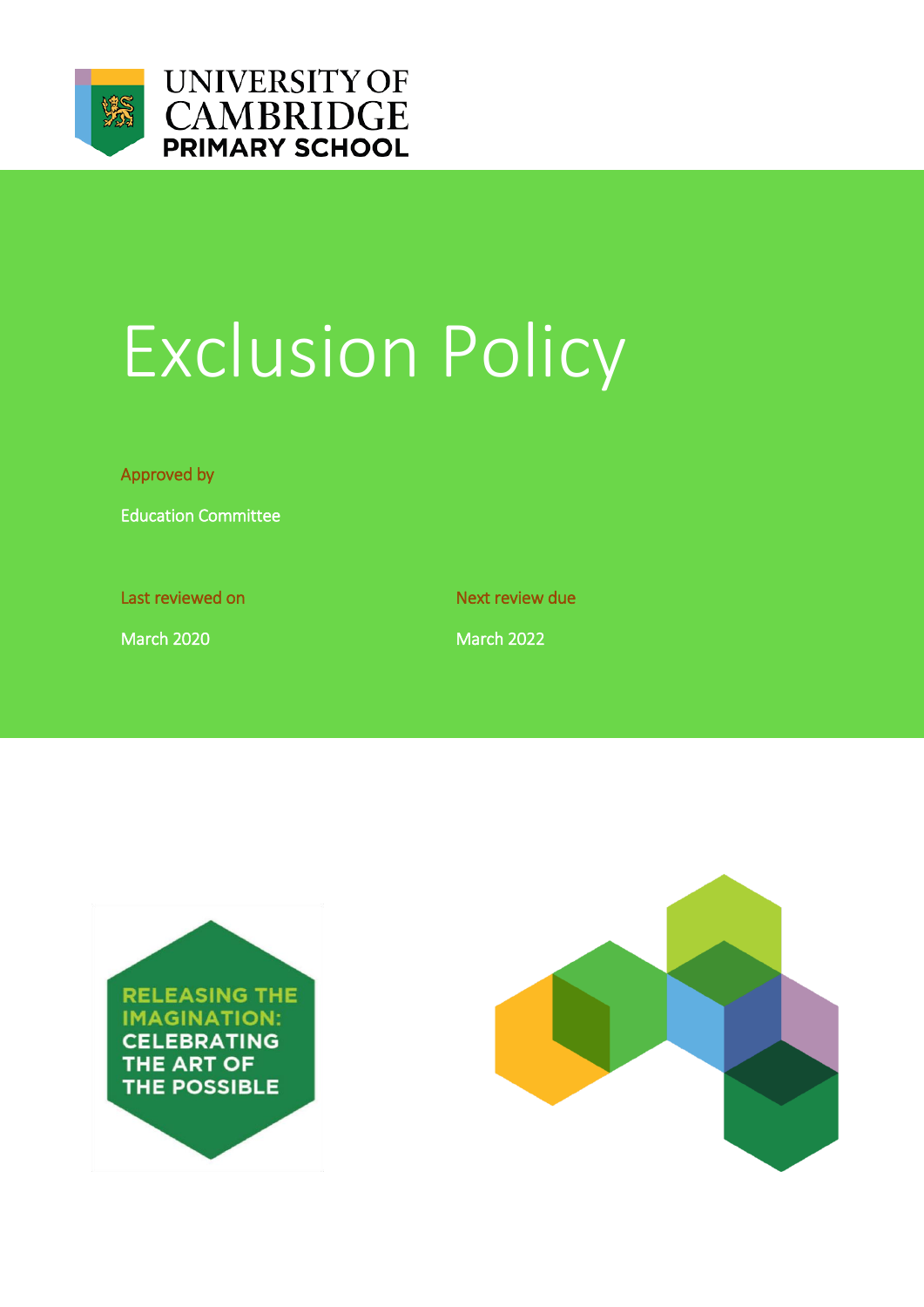UNIVERSITY OF CAMBRIDGE PRIMARY SCHOOL

# Exclusion Policy

Approved by

Education Committee

| Last reviewed on | Next review due |
| --- | --- |
| March 2020 | March 2022 |

RELEASING THE IMAGINATION: CELEBRATING THE ART OF THE POSSIBLE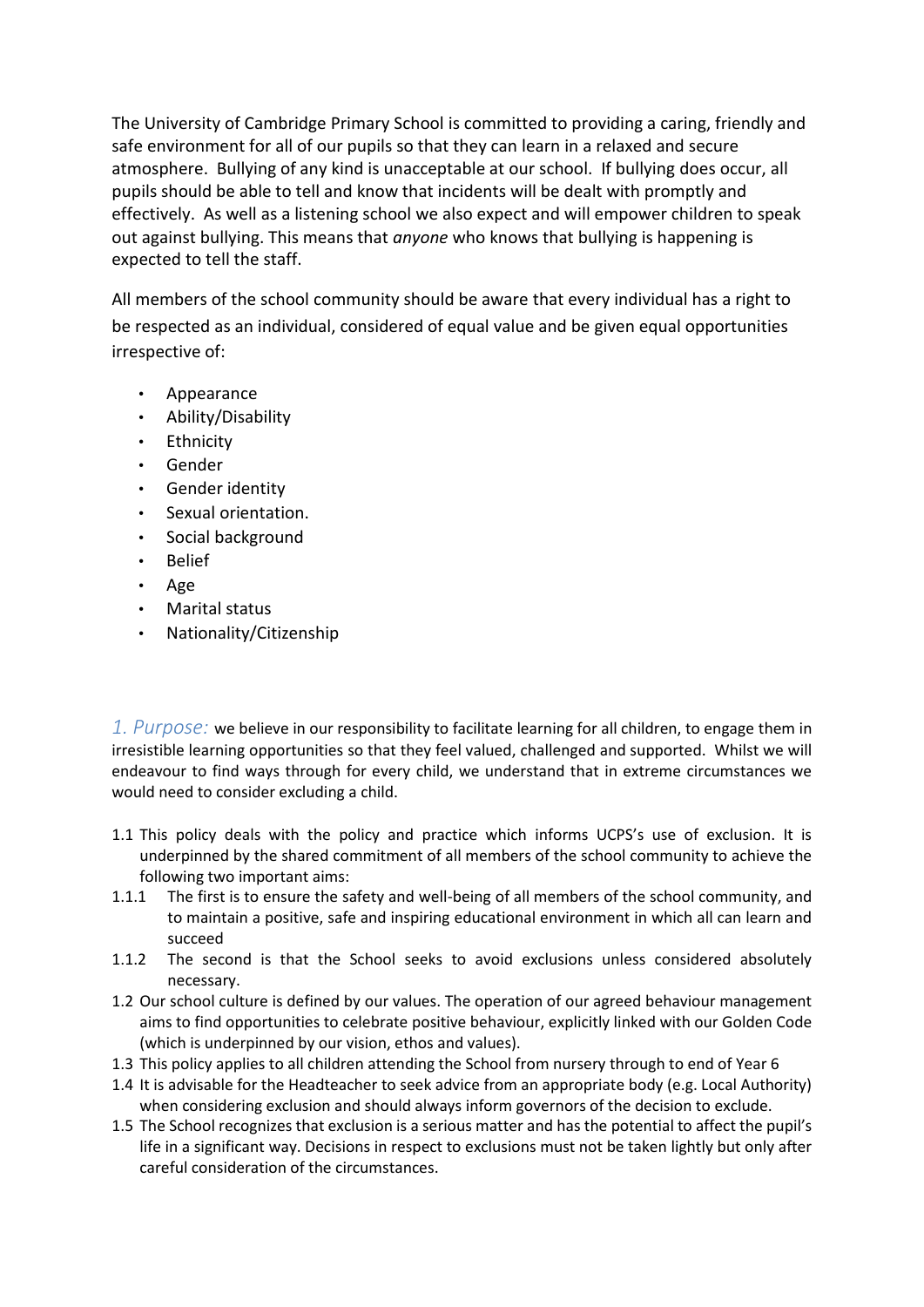The University of Cambridge Primary School is committed to providing a caring, friendly and safe environment for all of our pupils so that they can learn in a relaxed and secure atmosphere. Bullying of any kind is unacceptable at our school. If bullying does occur, all pupils should be able to tell and know that incidents will be dealt with promptly and effectively. As well as a listening school we also expect and will empower children to speak out against bullying. This means that *anyone* who knows that bullying is happening is expected to tell the staff.

All members of the school community should be aware that every individual has a right to be respected as an individual, considered of equal value and be given equal opportunities irrespective of:

- Appearance
- Ability/Disability
- Ethnicity
- Gender
- Gender identity
- Sexual orientation.
- Social background
- Belief
- Age
- Marital status
- Nationality/Citizenship

*1. Purpose:* we believe in our responsibility to facilitate learning for all children, to engage them in irresistible learning opportunities so that they feel valued, challenged and supported. Whilst we will endeavour to find ways through for every child, we understand that in extreme circumstances we would need to consider excluding a child.

1.1 This policy deals with the policy and practice which informs UCPS's use of exclusion. It is underpinned by the shared commitment of all members of the school community to achieve the following two important aims:

1.1.1 The first is to ensure the safety and well-being of all members of the school community, and to maintain a positive, safe and inspiring educational environment in which all can learn and succeed

1.1.2 The second is that the School seeks to avoid exclusions unless considered absolutely necessary.

1.2 Our school culture is defined by our values. The operation of our agreed behaviour management aims to find opportunities to celebrate positive behaviour, explicitly linked with our Golden Code (which is underpinned by our vision, ethos and values).

1.3 This policy applies to all children attending the School from nursery through to end of Year 6

1.4 It is advisable for the Headteacher to seek advice from an appropriate body (e.g. Local Authority) when considering exclusion and should always inform governors of the decision to exclude.

1.5 The School recognizes that exclusion is a serious matter and has the potential to affect the pupil's life in a significant way. Decisions in respect to exclusions must not be taken lightly but only after careful consideration of the circumstances.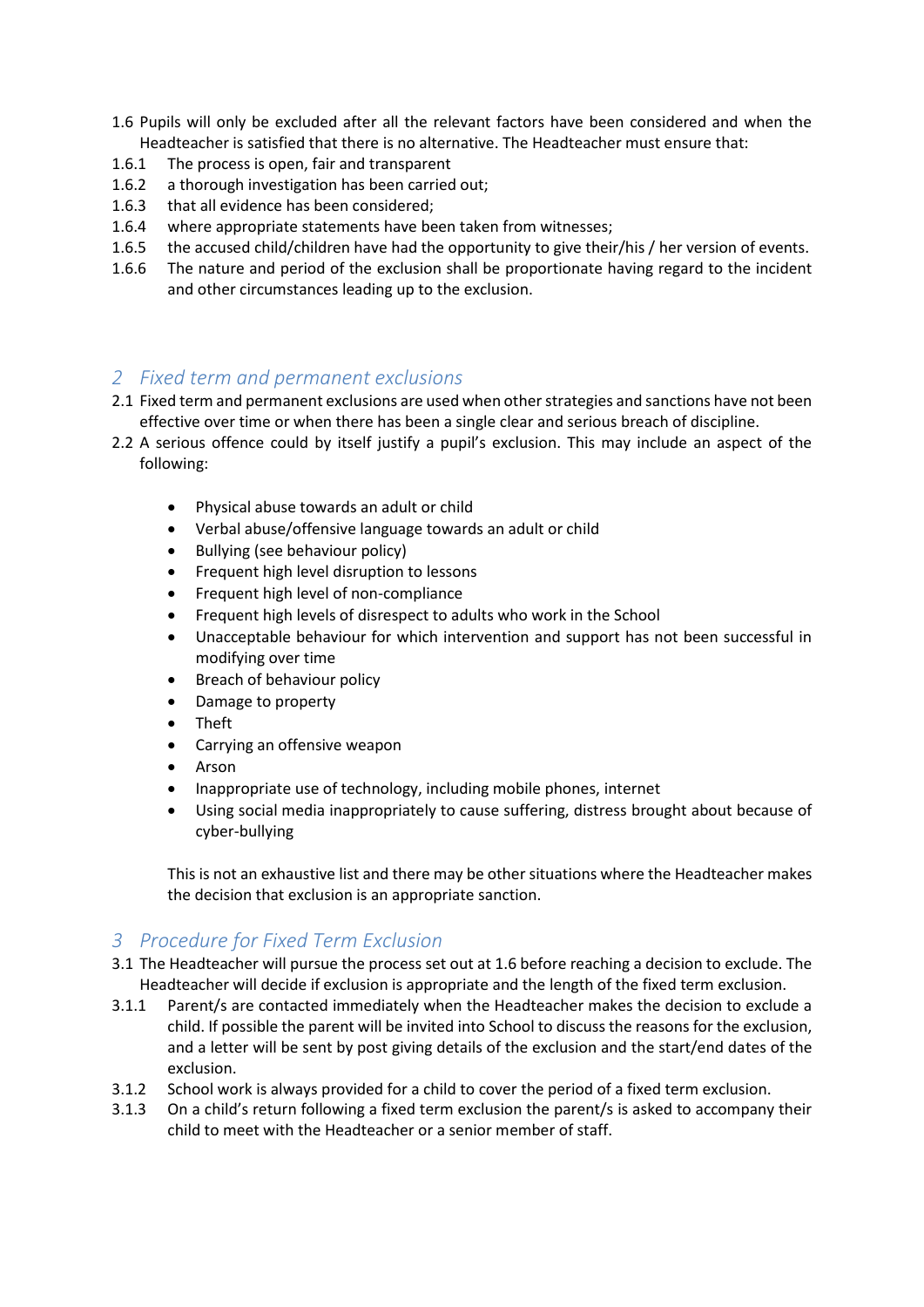1.6 Pupils will only be excluded after all the relevant factors have been considered and when the Headteacher is satisfied that there is no alternative. The Headteacher must ensure that:

1.6.1 The process is open, fair and transparent

1.6.2 a thorough investigation has been carried out;

1.6.3 that all evidence has been considered;

1.6.4 where appropriate statements have been taken from witnesses;

1.6.5 the accused child/children have had the opportunity to give their/his / her version of events.

1.6.6 The nature and period of the exclusion shall be proportionate having regard to the incident and other circumstances leading up to the exclusion.

## 2 Fixed term and permanent exclusions

2.1 Fixed term and permanent exclusions are used when other strategies and sanctions have not been effective over time or when there has been a single clear and serious breach of discipline.

2.2 A serious offence could by itself justify a pupil's exclusion. This may include an aspect of the following:

- Physical abuse towards an adult or child
- Verbal abuse/offensive language towards an adult or child
- Bullying (see behaviour policy)
- Frequent high level disruption to lessons
- Frequent high level of non-compliance
- Frequent high levels of disrespect to adults who work in the School
- Unacceptable behaviour for which intervention and support has not been successful in modifying over time
- Breach of behaviour policy
- Damage to property
- Theft
- Carrying an offensive weapon
- Arson
- Inappropriate use of technology, including mobile phones, internet
- Using social media inappropriately to cause suffering, distress brought about because of cyber-bullying

This is not an exhaustive list and there may be other situations where the Headteacher makes the decision that exclusion is an appropriate sanction.

## 3 Procedure for Fixed Term Exclusion

3.1 The Headteacher will pursue the process set out at 1.6 before reaching a decision to exclude. The Headteacher will decide if exclusion is appropriate and the length of the fixed term exclusion.

3.1.1 Parent/s are contacted immediately when the Headteacher makes the decision to exclude a child. If possible the parent will be invited into School to discuss the reasons for the exclusion, and a letter will be sent by post giving details of the exclusion and the start/end dates of the exclusion.

3.1.2 School work is always provided for a child to cover the period of a fixed term exclusion.

3.1.3 On a child's return following a fixed term exclusion the parent/s is asked to accompany their child to meet with the Headteacher or a senior member of staff.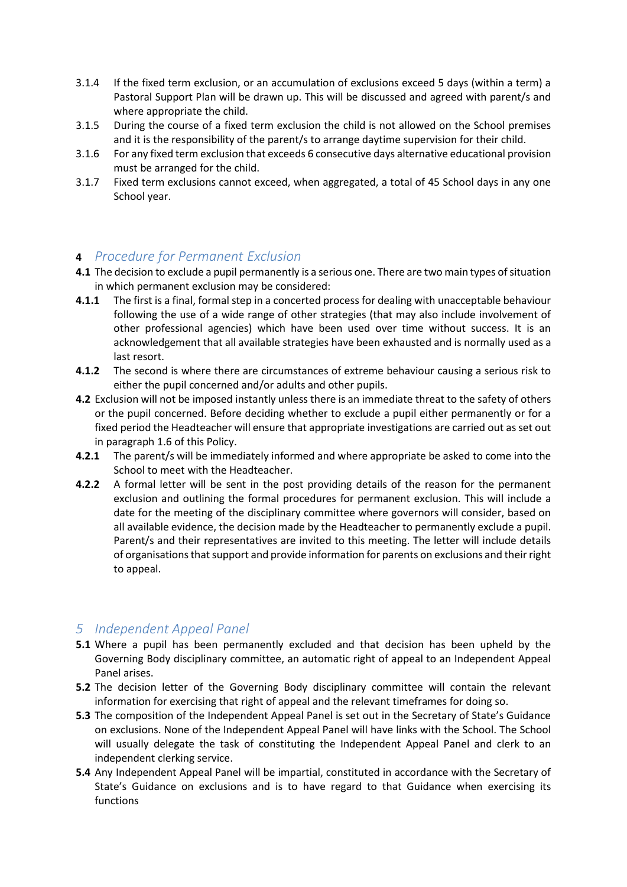3.1.4 If the fixed term exclusion, or an accumulation of exclusions exceed 5 days (within a term) a Pastoral Support Plan will be drawn up. This will be discussed and agreed with parent/s and where appropriate the child.

3.1.5 During the course of a fixed term exclusion the child is not allowed on the School premises and it is the responsibility of the parent/s to arrange daytime supervision for their child.

3.1.6 For any fixed term exclusion that exceeds 6 consecutive days alternative educational provision must be arranged for the child.

3.1.7 Fixed term exclusions cannot exceed, when aggregated, a total of 45 School days in any one School year.

## 4 *Procedure for Permanent Exclusion*

**4.1** The decision to exclude a pupil permanently is a serious one. There are two main types of situation in which permanent exclusion may be considered:

**4.1.1** The first is a final, formal step in a concerted process for dealing with unacceptable behaviour following the use of a wide range of other strategies (that may also include involvement of other professional agencies) which have been used over time without success. It is an acknowledgement that all available strategies have been exhausted and is normally used as a last resort.

**4.1.2** The second is where there are circumstances of extreme behaviour causing a serious risk to either the pupil concerned and/or adults and other pupils.

**4.2** Exclusion will not be imposed instantly unless there is an immediate threat to the safety of others or the pupil concerned. Before deciding whether to exclude a pupil either permanently or for a fixed period the Headteacher will ensure that appropriate investigations are carried out as set out in paragraph 1.6 of this Policy.

**4.2.1** The parent/s will be immediately informed and where appropriate be asked to come into the School to meet with the Headteacher.

**4.2.2** A formal letter will be sent in the post providing details of the reason for the permanent exclusion and outlining the formal procedures for permanent exclusion. This will include a date for the meeting of the disciplinary committee where governors will consider, based on all available evidence, the decision made by the Headteacher to permanently exclude a pupil. Parent/s and their representatives are invited to this meeting. The letter will include details of organisations that support and provide information for parents on exclusions and their right to appeal.

## *5 Independent Appeal Panel*

**5.1** Where a pupil has been permanently excluded and that decision has been upheld by the Governing Body disciplinary committee, an automatic right of appeal to an Independent Appeal Panel arises.

**5.2** The decision letter of the Governing Body disciplinary committee will contain the relevant information for exercising that right of appeal and the relevant timeframes for doing so.

**5.3** The composition of the Independent Appeal Panel is set out in the Secretary of State's Guidance on exclusions. None of the Independent Appeal Panel will have links with the School. The School will usually delegate the task of constituting the Independent Appeal Panel and clerk to an independent clerking service.

**5.4** Any Independent Appeal Panel will be impartial, constituted in accordance with the Secretary of State's Guidance on exclusions and is to have regard to that Guidance when exercising its functions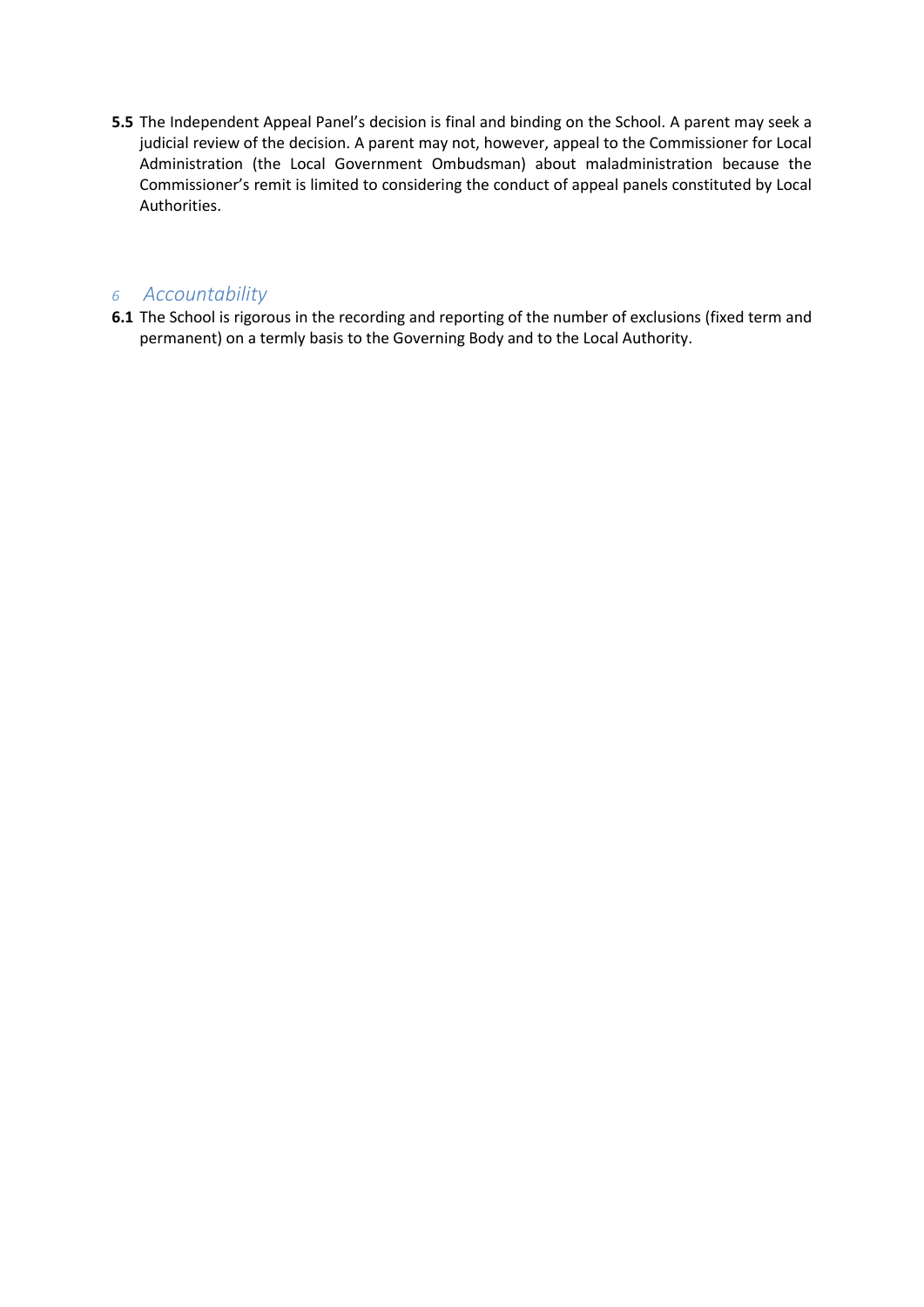**5.5** The Independent Appeal Panel's decision is final and binding on the School. A parent may seek a judicial review of the decision. A parent may not, however, appeal to the Commissioner for Local Administration (the Local Government Ombudsman) about maladministration because the Commissioner's remit is limited to considering the conduct of appeal panels constituted by Local Authorities.

## 6 Accountability

**6.1** The School is rigorous in the recording and reporting of the number of exclusions (fixed term and permanent) on a termly basis to the Governing Body and to the Local Authority.